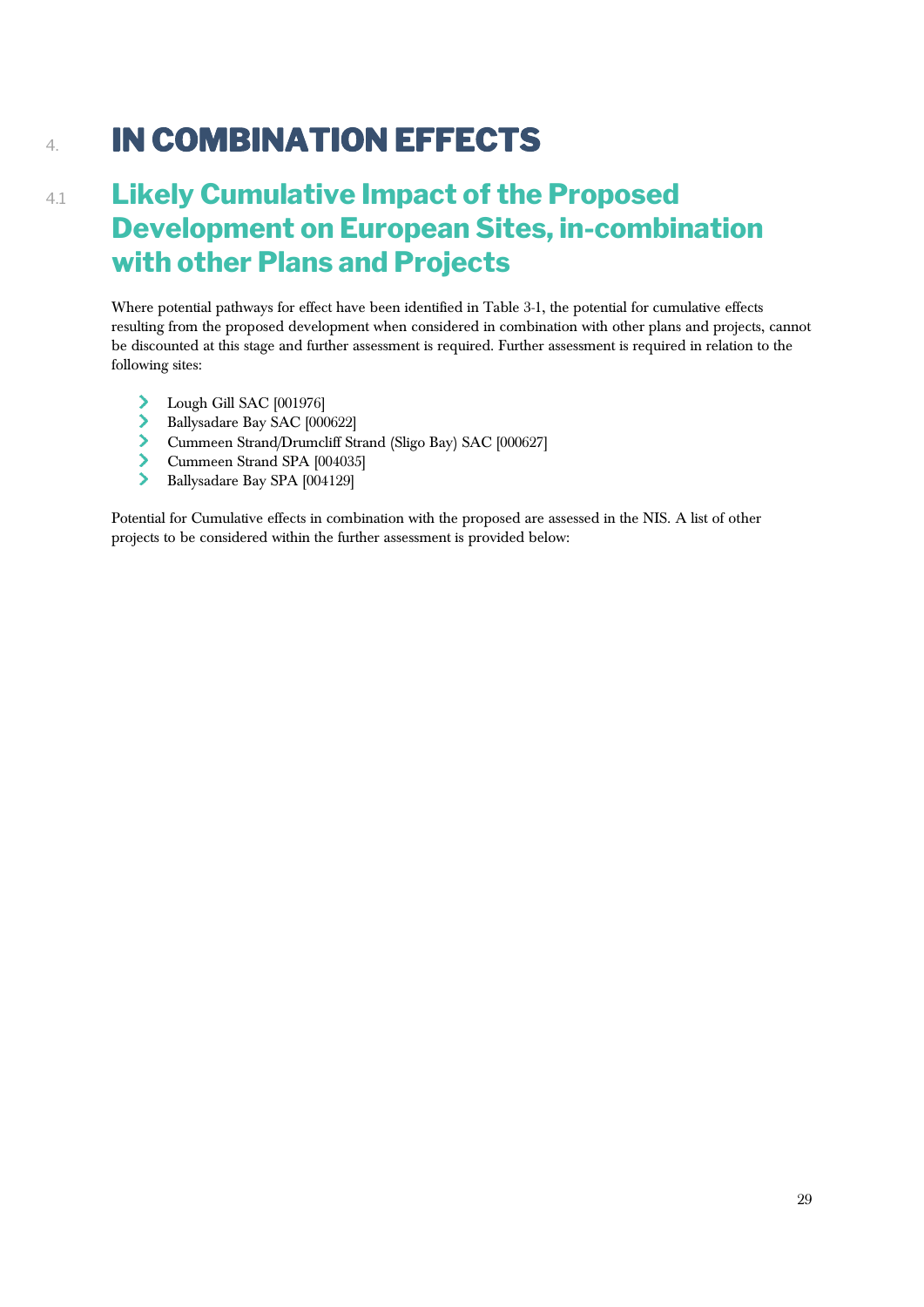# 4. IN COMBINATION EFFECTS

## 4.1 Likely Cumulative Impact of the Proposed Development on European Sites, in-combination with other Plans and Projects

Where potential pathways for effect have been identified in Table 3-1, the potential for cumulative effects resulting from the proposed development when considered in combination with other plans and projects, cannot be discounted at this stage and further assessment is required. Further assessment is required in relation to the following sites:

- Lough Gill SAC [001976]
- Ballysadare Bay SAC [000622]
- Cummeen Strand/Drumcliff Strand (Sligo Bay) SAC [000627]
- Cummeen Strand SPA [004035]
- Ballysadare Bay SPA [004129]

Potential for Cumulative effects in combination with the proposed are assessed in the NIS. A list of other projects to be considered within the further assessment is provided below: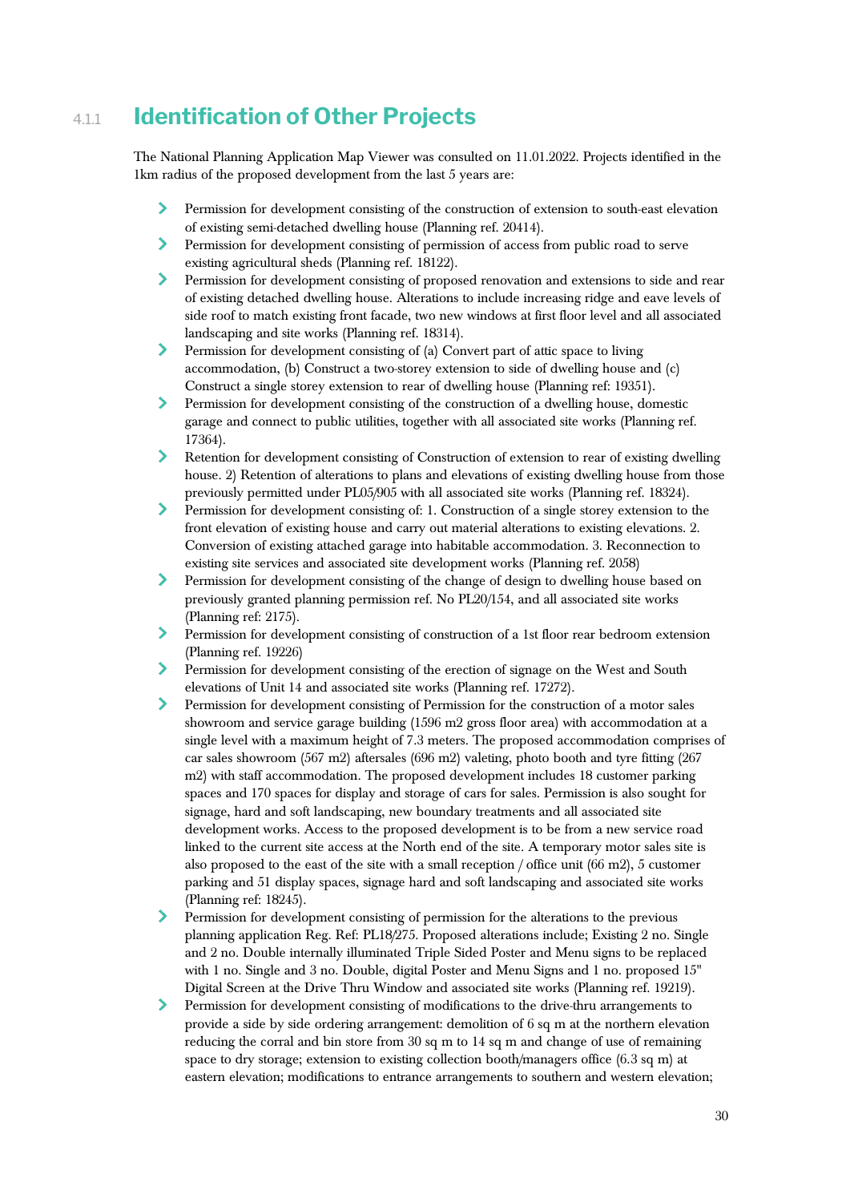### 4.1.1 Identification of Other Projects

The National Planning Application Map Viewer was consulted on 11.01.2022. Projects identified in the 1km radius of the proposed development from the last 5 years are:

- Permission for development consisting of the construction of extension to south-east elevation of existing semi-detached dwelling house (Planning ref. 20414).
- Permission for development consisting of permission of access from public road to serve existing agricultural sheds (Planning ref. 18122).
- Permission for development consisting of proposed renovation and extensions to side and rear of existing detached dwelling house. Alterations to include increasing ridge and eave levels of side roof to match existing front facade, two new windows at first floor level and all associated landscaping and site works (Planning ref. 18314).
- Permission for development consisting of (a) Convert part of attic space to living accommodation, (b) Construct a two-storey extension to side of dwelling house and (c) Construct a single storey extension to rear of dwelling house (Planning ref: 19351).
- Permission for development consisting of the construction of a dwelling house, domestic garage and connect to public utilities, together with all associated site works (Planning ref. 17364).
- Retention for development consisting of Construction of extension to rear of existing dwelling house. 2) Retention of alterations to plans and elevations of existing dwelling house from those previously permitted under PL05/905 with all associated site works (Planning ref. 18324).
- Permission for development consisting of: 1. Construction of a single storey extension to the front elevation of existing house and carry out material alterations to existing elevations. 2. Conversion of existing attached garage into habitable accommodation. 3. Reconnection to existing site services and associated site development works (Planning ref. 2058)
- Permission for development consisting of the change of design to dwelling house based on previously granted planning permission ref. No PL20/154, and all associated site works (Planning ref: 2175).
- Permission for development consisting of construction of a 1st floor rear bedroom extension (Planning ref. 19226)
- Permission for development consisting of the erection of signage on the West and South elevations of Unit 14 and associated site works (Planning ref. 17272).
- Permission for development consisting of Permission for the construction of a motor sales showroom and service garage building (1596 m2 gross floor area) with accommodation at a single level with a maximum height of 7.3 meters. The proposed accommodation comprises of car sales showroom (567 m2) aftersales (696 m2) valeting, photo booth and tyre fitting (267 m2) with staff accommodation. The proposed development includes 18 customer parking spaces and 170 spaces for display and storage of cars for sales. Permission is also sought for signage, hard and soft landscaping, new boundary treatments and all associated site development works. Access to the proposed development is to be from a new service road linked to the current site access at the North end of the site. A temporary motor sales site is also proposed to the east of the site with a small reception / office unit (66 m2), 5 customer parking and 51 display spaces, signage hard and soft landscaping and associated site works (Planning ref: 18245).
- Permission for development consisting of permission for the alterations to the previous planning application Reg. Ref: PL18/275. Proposed alterations include; Existing 2 no. Single and 2 no. Double internally illuminated Triple Sided Poster and Menu signs to be replaced with 1 no. Single and 3 no. Double, digital Poster and Menu Signs and 1 no. proposed 15" Digital Screen at the Drive Thru Window and associated site works (Planning ref. 19219).
- Permission for development consisting of modifications to the drive-thru arrangements to provide a side by side ordering arrangement: demolition of 6 sq m at the northern elevation reducing the corral and bin store from 30 sq m to 14 sq m and change of use of remaining space to dry storage; extension to existing collection booth/managers office (6.3 sq m) at eastern elevation; modifications to entrance arrangements to southern and western elevation;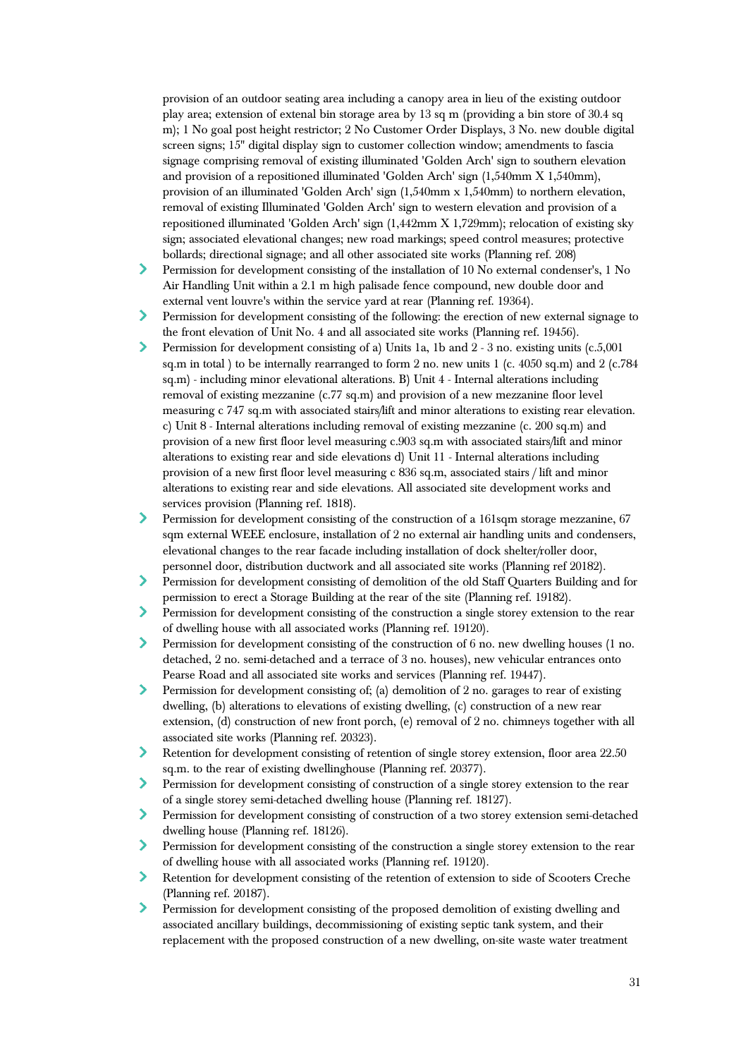provision of an outdoor seating area including a canopy area in lieu of the existing outdoor play area; extension of extenal bin storage area by 13 sq m (providing a bin store of 30.4 sq m); 1 No goal post height restrictor; 2 No Customer Order Displays, 3 No. new double digital screen signs; 15" digital display sign to customer collection window; amendments to fascia signage comprising removal of existing illuminated 'Golden Arch' sign to southern elevation and provision of a repositioned illuminated 'Golden Arch' sign (1,540mm X 1,540mm), provision of an illuminated 'Golden Arch' sign (1,540mm x 1,540mm) to northern elevation, removal of existing Illuminated 'Golden Arch' sign to western elevation and provision of a repositioned illuminated 'Golden Arch' sign (1,442mm X 1,729mm); relocation of existing sky sign; associated elevational changes; new road markings; speed control measures; protective bollards; directional signage; and all other associated site works (Planning ref. 208)

- Permission for development consisting of the installation of 10 No external condenser's, 1 No Air Handling Unit within a 2.1 m high palisade fence compound, new double door and external vent louvre's within the service yard at rear (Planning ref. 19364).
- Permission for development consisting of the following: the erection of new external signage to the front elevation of Unit No. 4 and all associated site works (Planning ref. 19456).
- Permission for development consisting of a) Units 1a, 1b and 2 - 3 no. existing units (c.5,001 sq.m in total ) to be internally rearranged to form 2 no. new units 1 (c. 4050 sq.m) and 2 (c.784 sq.m) - including minor elevational alterations. B) Unit 4 - Internal alterations including removal of existing mezzanine (c.77 sq.m) and provision of a new mezzanine floor level measuring c 747 sq.m with associated stairs/lift and minor alterations to existing rear elevation. c) Unit 8 - Internal alterations including removal of existing mezzanine (c. 200 sq.m) and provision of a new first floor level measuring c.903 sq.m with associated stairs/lift and minor alterations to existing rear and side elevations d) Unit 11 - Internal alterations including provision of a new first floor level measuring c 836 sq.m, associated stairs / lift and minor alterations to existing rear and side elevations. All associated site development works and services provision (Planning ref. 1818).
- Permission for development consisting of the construction of a 161sqm storage mezzanine, 67 sqm external WEEE enclosure, installation of 2 no external air handling units and condensers, elevational changes to the rear facade including installation of dock shelter/roller door, personnel door, distribution ductwork and all associated site works (Planning ref 20182).
- Permission for development consisting of demolition of the old Staff Quarters Building and for permission to erect a Storage Building at the rear of the site (Planning ref. 19182).
- Permission for development consisting of the construction a single storey extension to the rear of dwelling house with all associated works (Planning ref. 19120).
- Permission for development consisting of the construction of 6 no. new dwelling houses (1 no. detached, 2 no. semi-detached and a terrace of 3 no. houses), new vehicular entrances onto Pearse Road and all associated site works and services (Planning ref. 19447).
- Permission for development consisting of; (a) demolition of 2 no. garages to rear of existing dwelling, (b) alterations to elevations of existing dwelling, (c) construction of a new rear extension, (d) construction of new front porch, (e) removal of 2 no. chimneys together with all associated site works (Planning ref. 20323).
- Retention for development consisting of retention of single storey extension, floor area 22.50 sq.m. to the rear of existing dwellinghouse (Planning ref. 20377).
- Permission for development consisting of construction of a single storey extension to the rear of a single storey semi-detached dwelling house (Planning ref. 18127).
- Permission for development consisting of construction of a two storey extension semi-detached dwelling house (Planning ref. 18126).
- Permission for development consisting of the construction a single storey extension to the rear of dwelling house with all associated works (Planning ref. 19120).
- Retention for development consisting of the retention of extension to side of Scooters Creche (Planning ref. 20187).
- Permission for development consisting of the proposed demolition of existing dwelling and associated ancillary buildings, decommissioning of existing septic tank system, and their replacement with the proposed construction of a new dwelling, on-site waste water treatment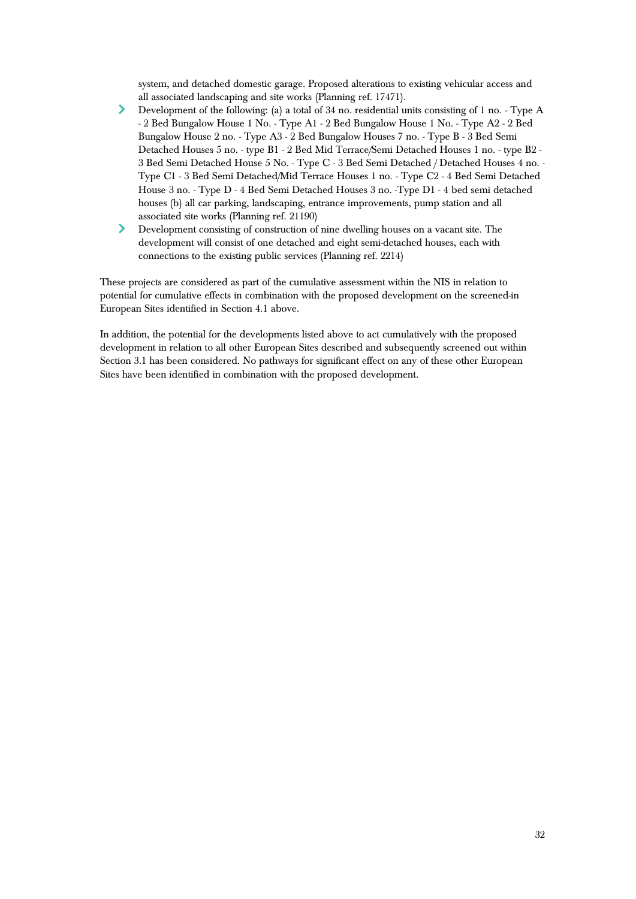system, and detached domestic garage. Proposed alterations to existing vehicular access and all associated landscaping and site works (Planning ref. 17471).

- Development of the following: (a) a total of 34 no. residential units consisting of 1 no. - Type A - 2 Bed Bungalow House 1 No. - Type A1 - 2 Bed Bungalow House 1 No. - Type A2 - 2 Bed Bungalow House 2 no. - Type A3 - 2 Bed Bungalow Houses 7 no. - Type B - 3 Bed Semi Detached Houses 5 no. - type B1 - 2 Bed Mid Terrace/Semi Detached Houses 1 no. - type B2 - 3 Bed Semi Detached House 5 No. - Type C - 3 Bed Semi Detached / Detached Houses 4 no. - Type C1 - 3 Bed Semi Detached/Mid Terrace Houses 1 no. - Type C2 - 4 Bed Semi Detached House 3 no. - Type D - 4 Bed Semi Detached Houses 3 no. -Type D1 - 4 bed semi detached houses (b) all car parking, landscaping, entrance improvements, pump station and all associated site works (Planning ref. 21190)
- Development consisting of construction of nine dwelling houses on a vacant site. The development will consist of one detached and eight semi-detached houses, each with connections to the existing public services (Planning ref. 2214)

These projects are considered as part of the cumulative assessment within the NIS in relation to potential for cumulative effects in combination with the proposed development on the screened-in European Sites identified in Section 4.1 above.

In addition, the potential for the developments listed above to act cumulatively with the proposed development in relation to all other European Sites described and subsequently screened out within Section 3.1 has been considered. No pathways for significant effect on any of these other European Sites have been identified in combination with the proposed development.